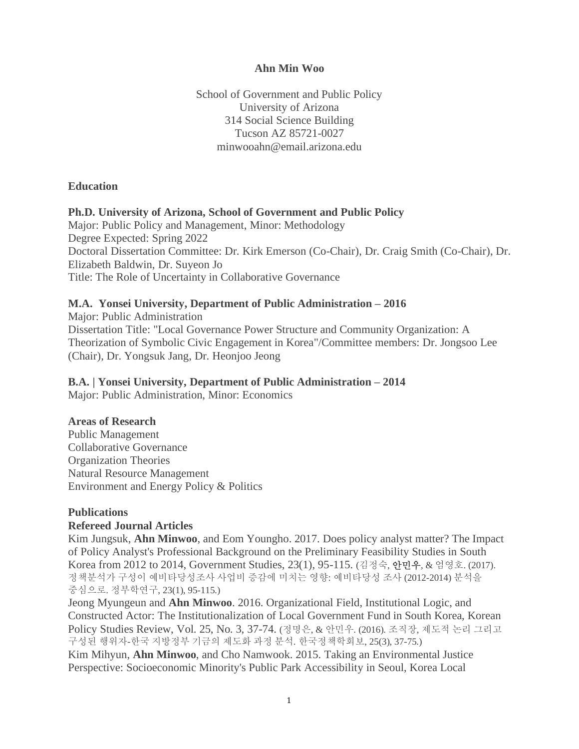**Ahn Min Woo**

School of Government and Public Policy
University of Arizona
314 Social Science Building
Tucson AZ 85721-0027
minwooahn@email.arizona.edu

## Education

**Ph.D. University of Arizona, School of Government and Public Policy**
Major: Public Policy and Management, Minor: Methodology
Degree Expected: Spring 2022
Doctoral Dissertation Committee: Dr. Kirk Emerson (Co-Chair), Dr. Craig Smith (Co-Chair), Dr. Elizabeth Baldwin, Dr. Suyeon Jo
Title: The Role of Uncertainty in Collaborative Governance

**M.A. Yonsei University, Department of Public Administration – 2016**
Major: Public Administration
Dissertation Title: "Local Governance Power Structure and Community Organization: A Theorization of Symbolic Civic Engagement in Korea"/Committee members: Dr. Jongsoo Lee (Chair), Dr. Yongsuk Jang, Dr. Heonjoo Jeong

**B.A. | Yonsei University, Department of Public Administration – 2014**
Major: Public Administration, Minor: Economics

## Areas of Research

Public Management
Collaborative Governance
Organization Theories
Natural Resource Management
Environment and Energy Policy & Politics

## Publications

### Refereed Journal Articles

Kim Jungsuk, **Ahn Minwoo**, and Eom Youngho. 2017. Does policy analyst matter? The Impact of Policy Analyst's Professional Background on the Preliminary Feasibility Studies in South Korea from 2012 to 2014, Government Studies, 23(1), 95-115. (김정숙, **안민우**, & 엄영호. (2017). 정책분석가 구성이 예비타당성조사 사업비 증감에 미치는 영향: 예비타당성 조사 (2012-2014) 분석을 중심으로. 정부학연구, 23(1), 95-115.)

Jeong Myungeun and **Ahn Minwoo**. 2016. Organizational Field, Institutional Logic, and Constructed Actor: The Institutionalization of Local Government Fund in South Korea, Korean Policy Studies Review, Vol. 25, No. 3, 37-74. (정명은, & 안민우. (2016). 조직장, 제도적 논리 그리고 구성된 행위자-한국 지방정부 기금의 제도화 과정 분석. 한국정책학회보, 25(3), 37-75.)

Kim Mihyun, **Ahn Minwoo**, and Cho Namwook. 2015. Taking an Environmental Justice Perspective: Socioeconomic Minority's Public Park Accessibility in Seoul, Korea Local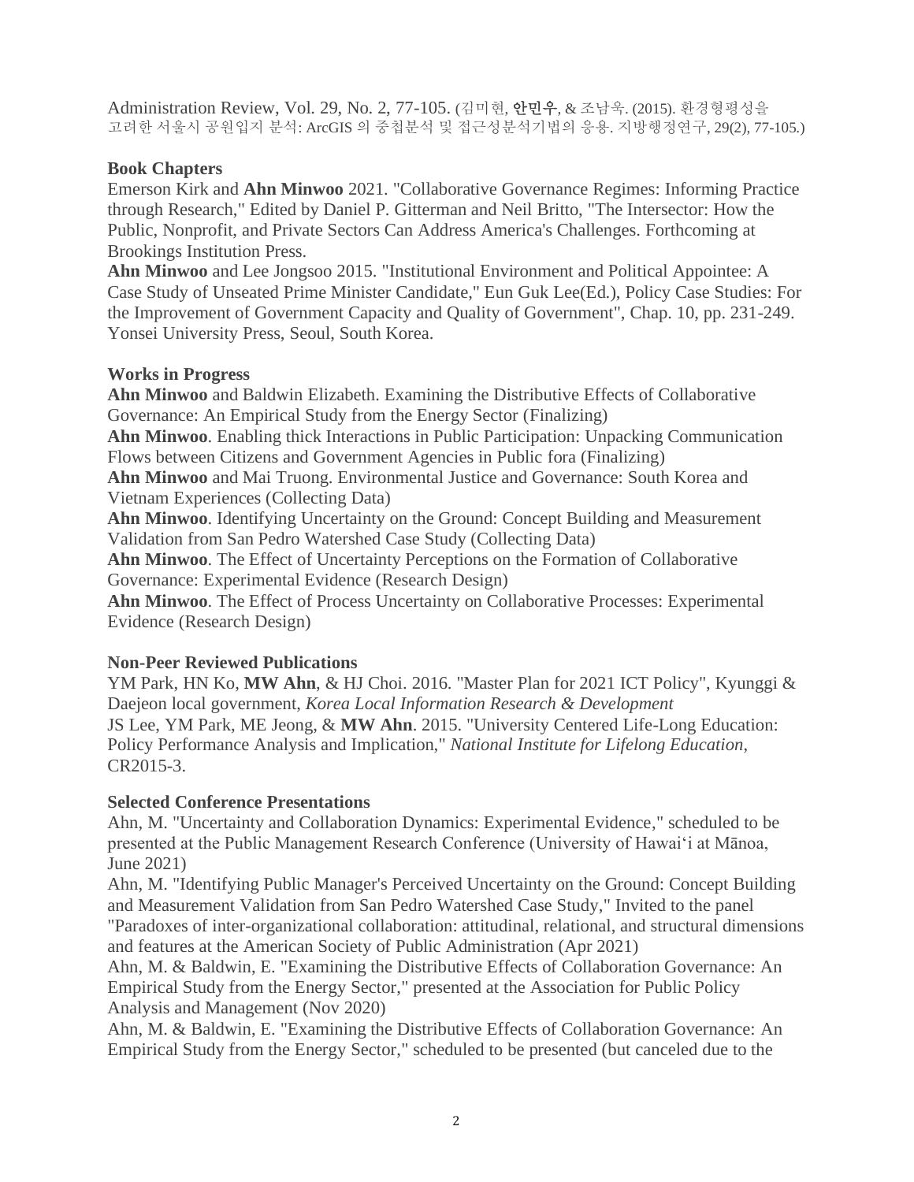Administration Review, Vol. 29, No. 2, 77-105. (김미현, **안민우**, & 조남욱. (2015). 환경형평성을 고려한 서울시 공원입지 분석: ArcGIS 의 중첩분석 및 접근성분석기법의 응용. 지방행정연구, 29(2), 77-105.)

### Book Chapters

Emerson Kirk and **Ahn Minwoo** 2021. "Collaborative Governance Regimes: Informing Practice through Research," Edited by Daniel P. Gitterman and Neil Britto, "The Intersector: How the Public, Nonprofit, and Private Sectors Can Address America's Challenges. Forthcoming at Brookings Institution Press.

**Ahn Minwoo** and Lee Jongsoo 2015. "Institutional Environment and Political Appointee: A Case Study of Unseated Prime Minister Candidate," Eun Guk Lee(Ed.), Policy Case Studies: For the Improvement of Government Capacity and Quality of Government", Chap. 10, pp. 231-249. Yonsei University Press, Seoul, South Korea.

### Works in Progress

**Ahn Minwoo** and Baldwin Elizabeth. Examining the Distributive Effects of Collaborative Governance: An Empirical Study from the Energy Sector (Finalizing)

**Ahn Minwoo**. Enabling thick Interactions in Public Participation: Unpacking Communication Flows between Citizens and Government Agencies in Public fora (Finalizing)

**Ahn Minwoo** and Mai Truong. Environmental Justice and Governance: South Korea and Vietnam Experiences (Collecting Data)

**Ahn Minwoo**. Identifying Uncertainty on the Ground: Concept Building and Measurement Validation from San Pedro Watershed Case Study (Collecting Data)

**Ahn Minwoo**. The Effect of Uncertainty Perceptions on the Formation of Collaborative Governance: Experimental Evidence (Research Design)

**Ahn Minwoo**. The Effect of Process Uncertainty on Collaborative Processes: Experimental Evidence (Research Design)

### Non-Peer Reviewed Publications

YM Park, HN Ko, **MW Ahn**, & HJ Choi. 2016. "Master Plan for 2021 ICT Policy", Kyunggi & Daejeon local government, *Korea Local Information Research & Development*

JS Lee, YM Park, ME Jeong, & **MW Ahn**. 2015. "University Centered Life-Long Education: Policy Performance Analysis and Implication," *National Institute for Lifelong Education*, CR2015-3.

### Selected Conference Presentations

Ahn, M. "Uncertainty and Collaboration Dynamics: Experimental Evidence," scheduled to be presented at the Public Management Research Conference (University of Hawai'i at Mānoa, June 2021)

Ahn, M. "Identifying Public Manager's Perceived Uncertainty on the Ground: Concept Building and Measurement Validation from San Pedro Watershed Case Study," Invited to the panel "Paradoxes of inter-organizational collaboration: attitudinal, relational, and structural dimensions and features at the American Society of Public Administration (Apr 2021)

Ahn, M. & Baldwin, E. "Examining the Distributive Effects of Collaboration Governance: An Empirical Study from the Energy Sector," presented at the Association for Public Policy Analysis and Management (Nov 2020)

Ahn, M. & Baldwin, E. "Examining the Distributive Effects of Collaboration Governance: An Empirical Study from the Energy Sector," scheduled to be presented (but canceled due to the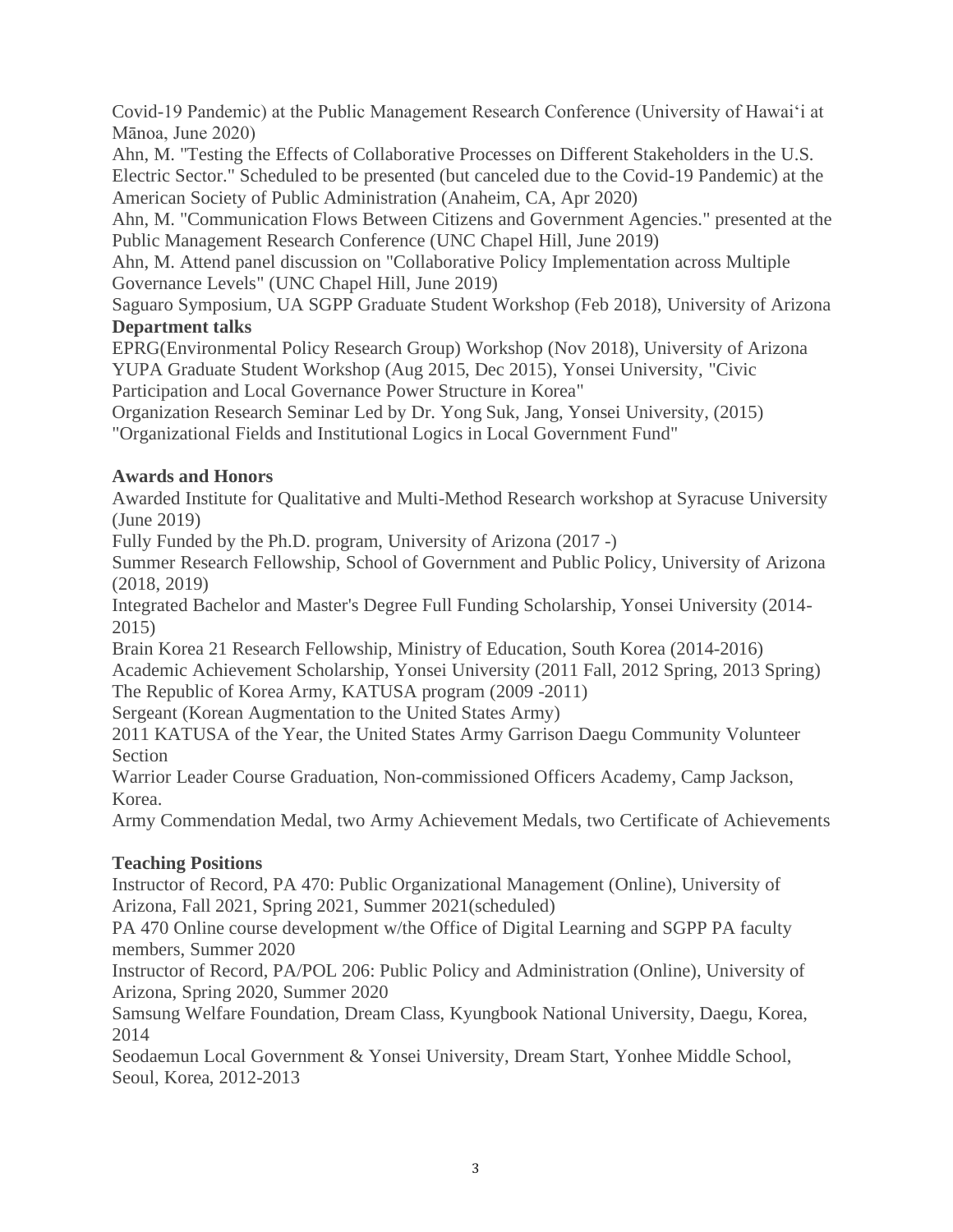Covid-19 Pandemic) at the Public Management Research Conference (University of Hawaiʻi at Mānoa, June 2020)

Ahn, M. "Testing the Effects of Collaborative Processes on Different Stakeholders in the U.S. Electric Sector." Scheduled to be presented (but canceled due to the Covid-19 Pandemic) at the American Society of Public Administration (Anaheim, CA, Apr 2020)

Ahn, M. "Communication Flows Between Citizens and Government Agencies." presented at the Public Management Research Conference (UNC Chapel Hill, June 2019)

Ahn, M. Attend panel discussion on "Collaborative Policy Implementation across Multiple Governance Levels" (UNC Chapel Hill, June 2019)

Saguaro Symposium, UA SGPP Graduate Student Workshop (Feb 2018), University of Arizona

**Department talks**

EPRG(Environmental Policy Research Group) Workshop (Nov 2018), University of Arizona

YUPA Graduate Student Workshop (Aug 2015, Dec 2015), Yonsei University, "Civic Participation and Local Governance Power Structure in Korea"

Organization Research Seminar Led by Dr. Yong Suk, Jang, Yonsei University, (2015) "Organizational Fields and Institutional Logics in Local Government Fund"

**Awards and Honors**

Awarded Institute for Qualitative and Multi-Method Research workshop at Syracuse University (June 2019)

Fully Funded by the Ph.D. program, University of Arizona (2017 -)

Summer Research Fellowship, School of Government and Public Policy, University of Arizona (2018, 2019)

Integrated Bachelor and Master's Degree Full Funding Scholarship, Yonsei University (2014-2015)

Brain Korea 21 Research Fellowship, Ministry of Education, South Korea (2014-2016)

Academic Achievement Scholarship, Yonsei University (2011 Fall, 2012 Spring, 2013 Spring)

The Republic of Korea Army, KATUSA program (2009 -2011)

Sergeant (Korean Augmentation to the United States Army)

2011 KATUSA of the Year, the United States Army Garrison Daegu Community Volunteer Section

Warrior Leader Course Graduation, Non-commissioned Officers Academy, Camp Jackson, Korea.

Army Commendation Medal, two Army Achievement Medals, two Certificate of Achievements

**Teaching Positions**

Instructor of Record, PA 470: Public Organizational Management (Online), University of Arizona, Fall 2021, Spring 2021, Summer 2021(scheduled)

PA 470 Online course development w/the Office of Digital Learning and SGPP PA faculty members, Summer 2020

Instructor of Record, PA/POL 206: Public Policy and Administration (Online), University of Arizona, Spring 2020, Summer 2020

Samsung Welfare Foundation, Dream Class, Kyungbook National University, Daegu, Korea, 2014

Seodaemun Local Government & Yonsei University, Dream Start, Yonhee Middle School, Seoul, Korea, 2012-2013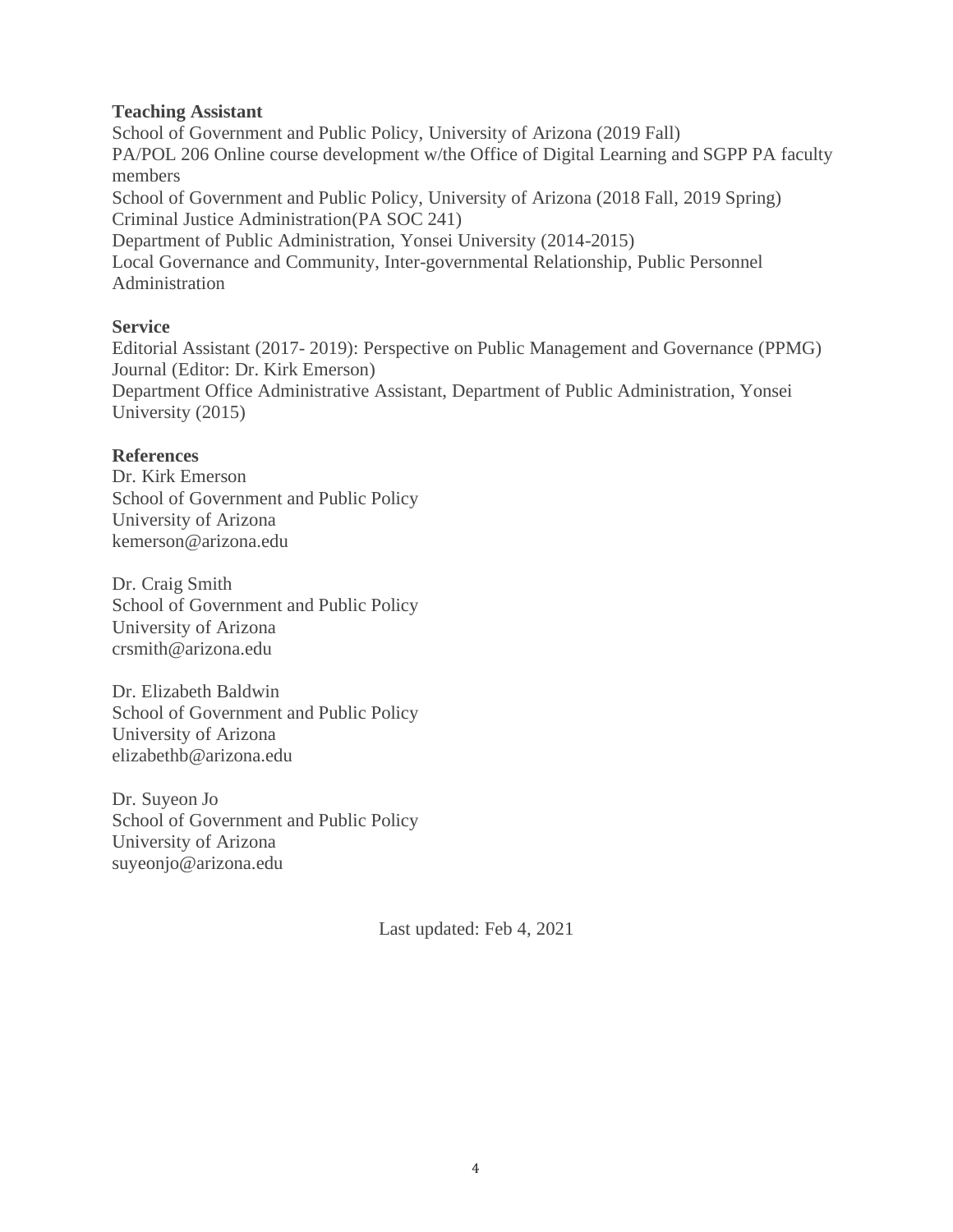**Teaching Assistant**

School of Government and Public Policy, University of Arizona (2019 Fall)
PA/POL 206 Online course development w/the Office of Digital Learning and SGPP PA faculty members
School of Government and Public Policy, University of Arizona (2018 Fall, 2019 Spring)
Criminal Justice Administration(PA SOC 241)
Department of Public Administration, Yonsei University (2014-2015)
Local Governance and Community, Inter-governmental Relationship, Public Personnel Administration

**Service**

Editorial Assistant (2017- 2019): Perspective on Public Management and Governance (PPMG) Journal (Editor: Dr. Kirk Emerson)
Department Office Administrative Assistant, Department of Public Administration, Yonsei University (2015)

**References**

Dr. Kirk Emerson
School of Government and Public Policy
University of Arizona
kemerson@arizona.edu

Dr. Craig Smith
School of Government and Public Policy
University of Arizona
crsmith@arizona.edu

Dr. Elizabeth Baldwin
School of Government and Public Policy
University of Arizona
elizabethb@arizona.edu

Dr. Suyeon Jo
School of Government and Public Policy
University of Arizona
suyeonjo@arizona.edu

Last updated: Feb 4, 2021